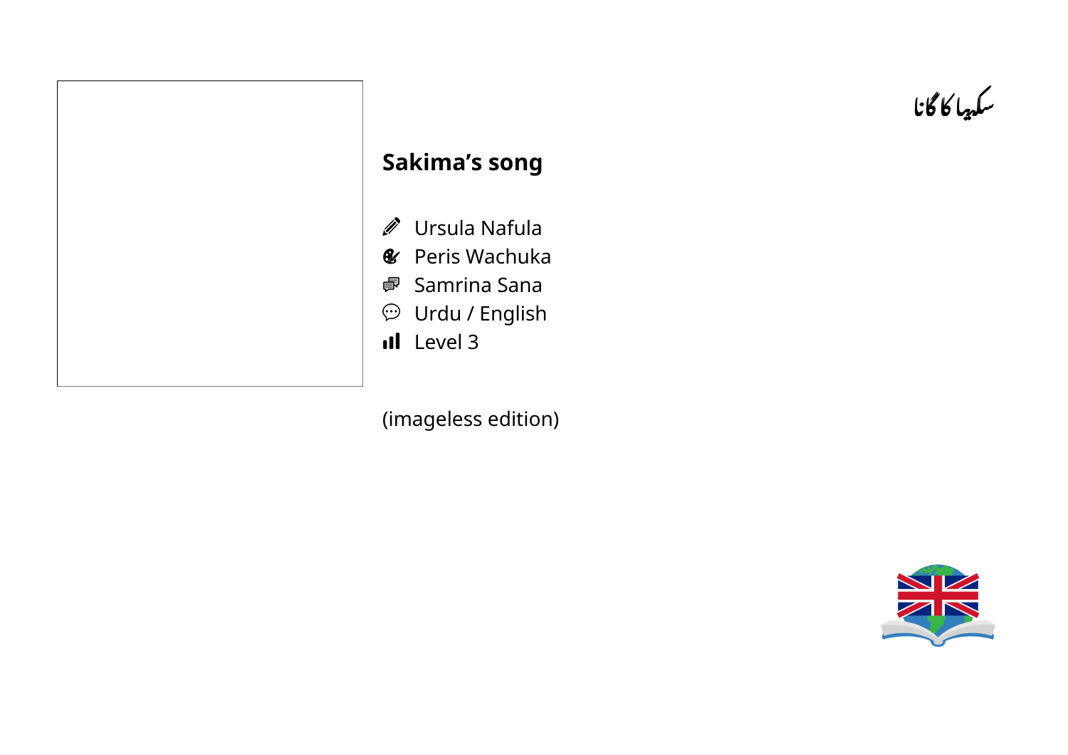سکیما کا گانا

# Sakima’s song

- Ursula Nafula
- Peris Wachuka
- Samrina Sana
- Urdu / English
- Level 3

(imageless edition)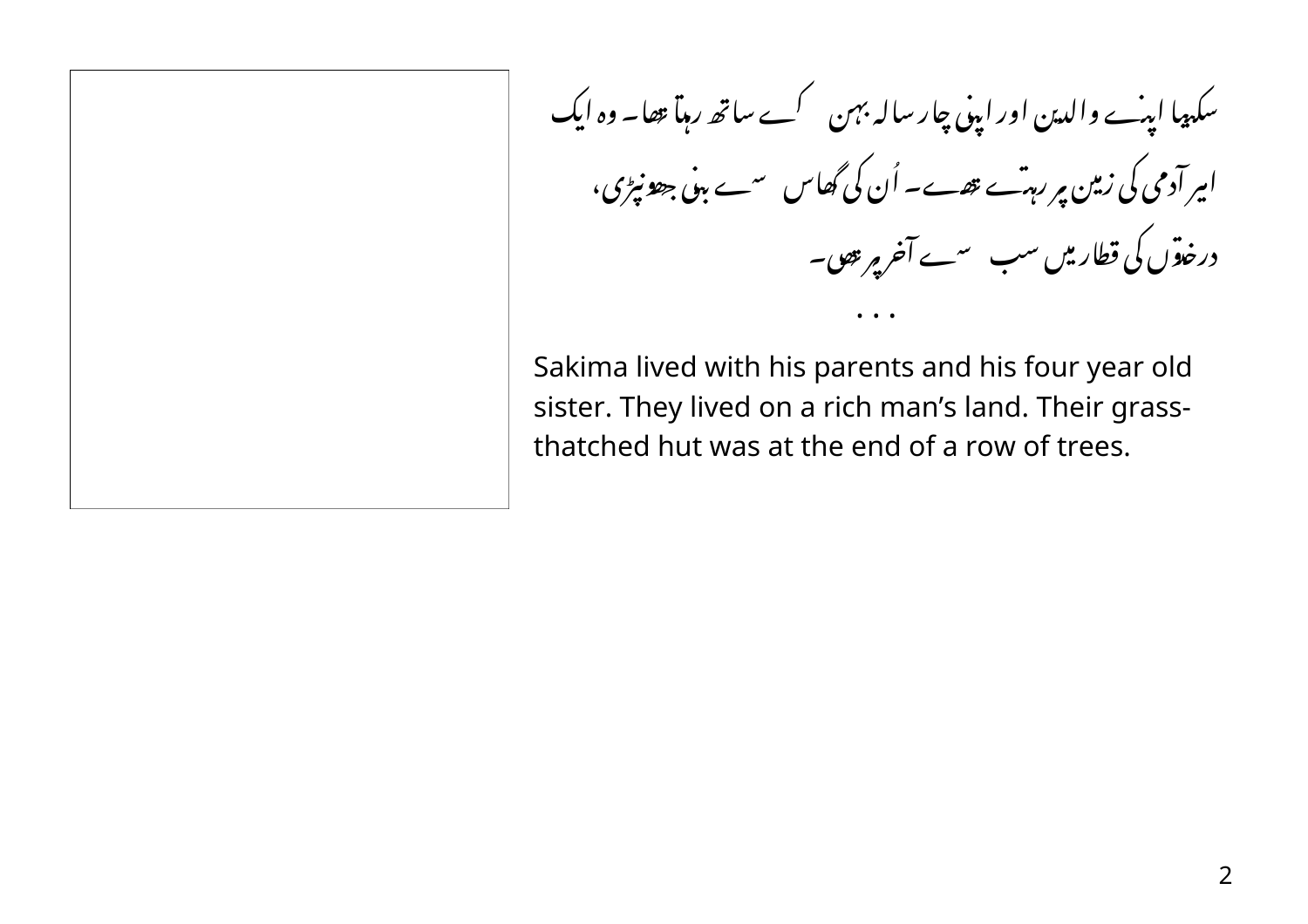سکیما اپنے والدین اور اپنی چار سالہ بہن کے ساتھ رہتا تھا۔ وہ ایک امیر آدمی کی زمین پر رہتے تھے۔ اُن کی گھاس سے بنی جھونپڑی، درختوں کی قطار میں سب سے آخر پر تھی۔

. . .

Sakima lived with his parents and his four year old sister. They lived on a rich man's land. Their grass-thatched hut was at the end of a row of trees.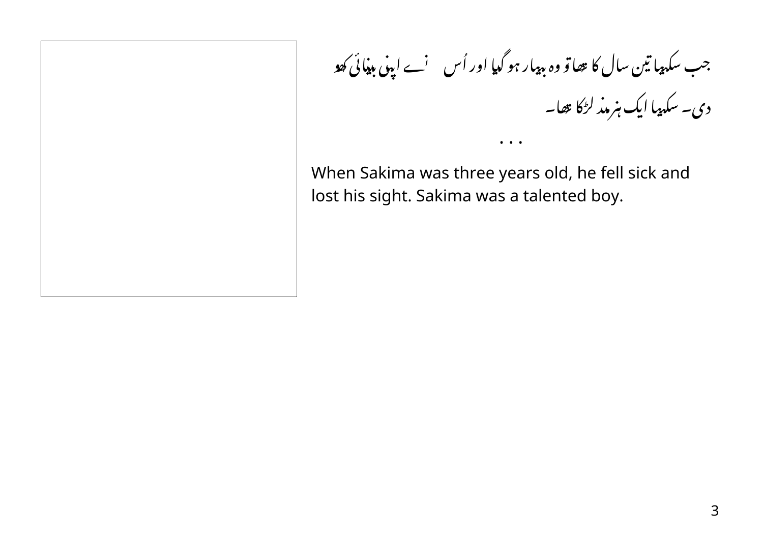جب سکیما تین سال کا تھا تو وہ بیمار ہو گیا اور اُس نے اپنی بینائی کھو دی۔ سکیما ایک ہنرمند لڑکا تھا۔

. . .

When Sakima was three years old, he fell sick and lost his sight. Sakima was a talented boy.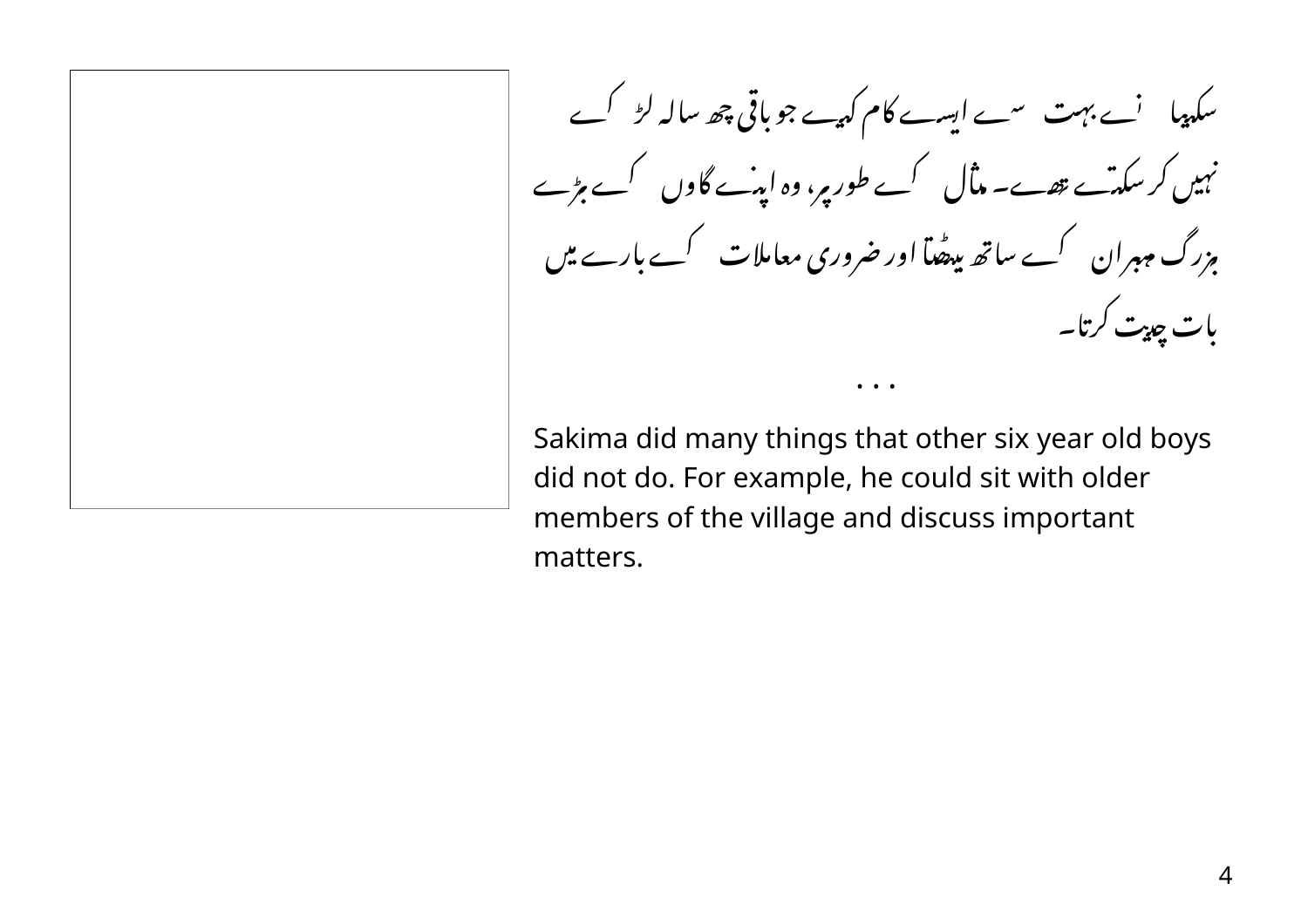سکیما نے بہت سے ایسے کام کیے جو باقی چھ سالہ لڑکے نہیں کر سکتے تھے۔ مثال کے طور پر، وہ اپنے گاوں کے بڑے بزرگ ممبران کے ساتھ بیٹھتا اور ضروری معاملات کے بارے میں بات چیت کرتا۔

. . .

Sakima did many things that other six year old boys did not do. For example, he could sit with older members of the village and discuss important matters.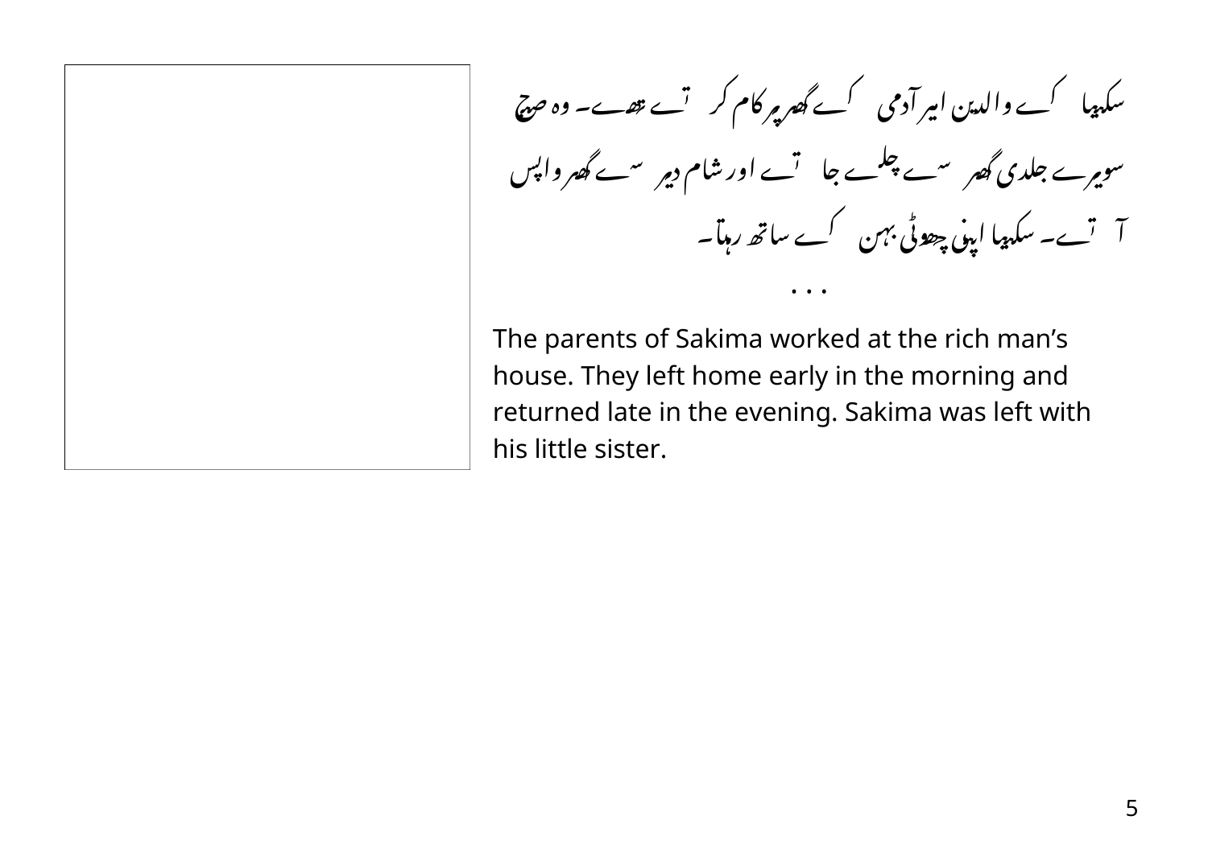سکیما کے والدین امیر آدمی کے گھر پر کام کرتے تھے۔ وہ صبح سویرے جلدی گھر سے چلے جاتے اور شام دیر سے گھر واپس آتے۔ سکیما اپنی چھوٹی بہن کے ساتھ رہتا۔

. . .

The parents of Sakima worked at the rich man's house. They left home early in the morning and returned late in the evening. Sakima was left with his little sister.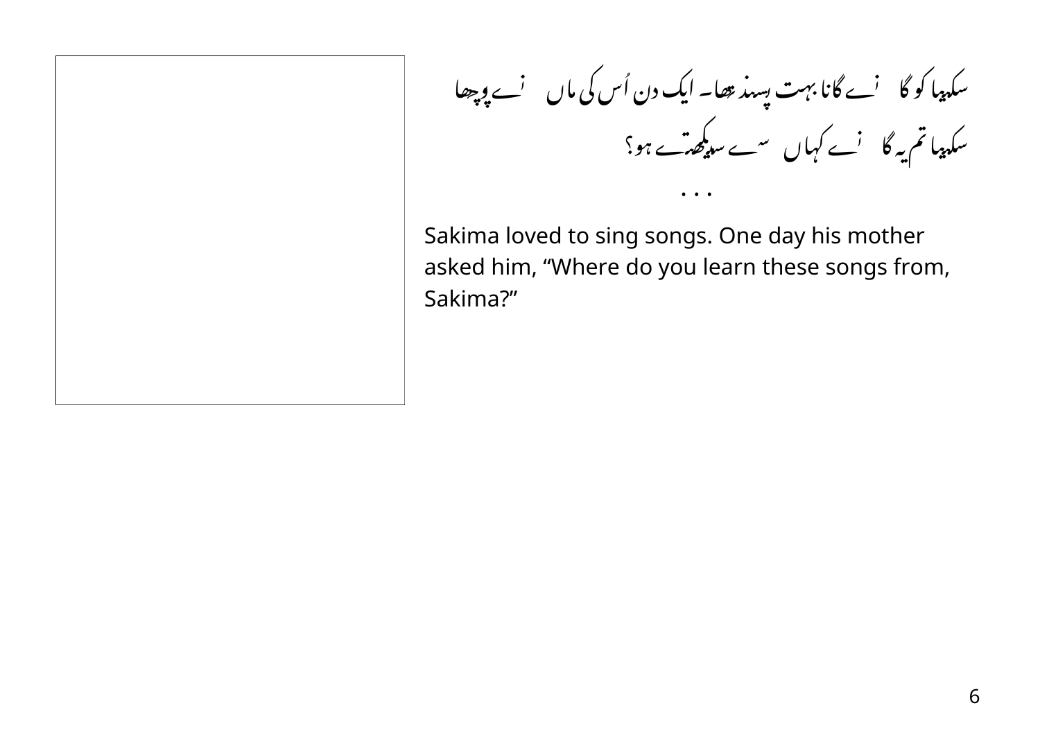سکیما کو گانے گانا بہت پسند تھا۔ ایک دن اُس کی ماں نے پوچھا
سکیما تم یہ گانے کہاں سے سیکھتے ہو؟

. . .

Sakima loved to sing songs. One day his mother asked him, “Where do you learn these songs from, Sakima?”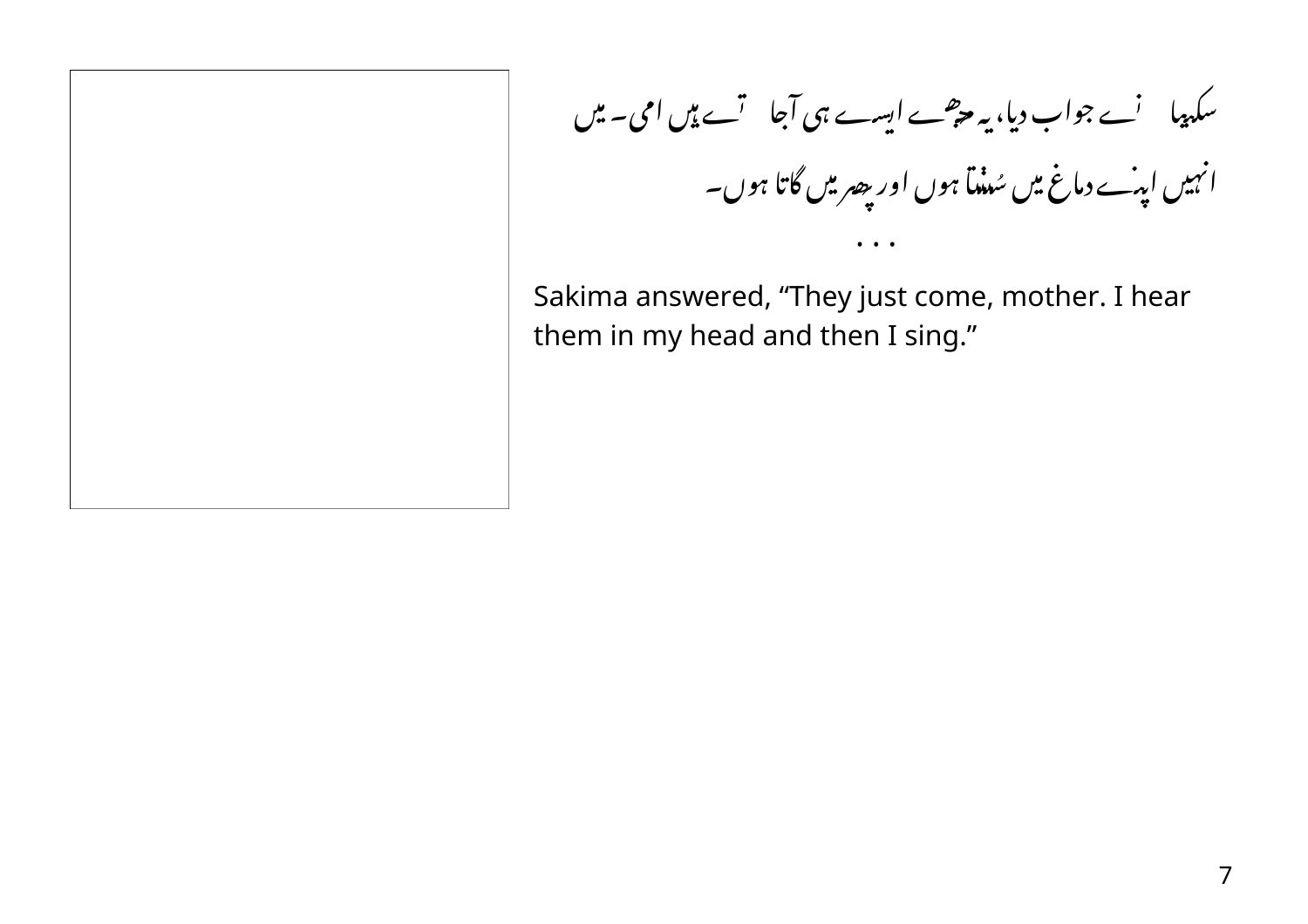سکیما نے جواب دیا، یہ مجھے ایسے ہی آجاتے ہیں امی۔ میں انہیں اپنے دماغ میں سنتا ہوں اور پھر میں گاتا ہوں۔

. . .

Sakima answered, “They just come, mother. I hear them in my head and then I sing.”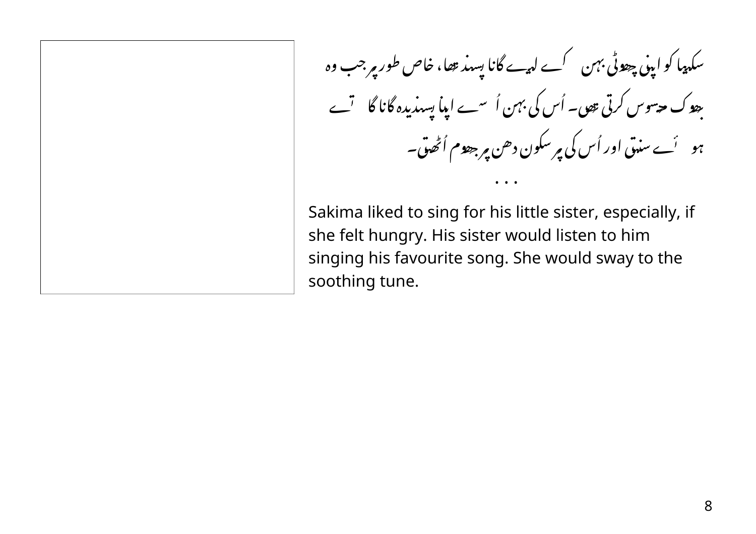سکیما کو اپنی چھوٹی بہن کے لیے گانا پسند تھا، خاص طور پر جب وہ بھوک محسوس کرتی تھی۔ اُس کی بہن اُسے اپنا پسندیدہ گانا گاتے ہوئے سنتی اور اُس کی پر سکون دھن پر جھوم اُٹھتی۔

• • •

Sakima liked to sing for his little sister, especially, if she felt hungry. His sister would listen to him singing his favourite song. She would sway to the soothing tune.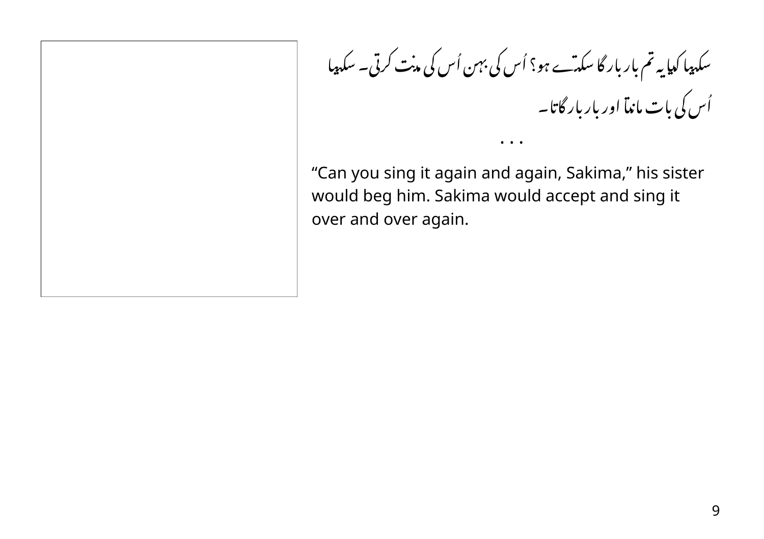سکیما کیا یہ تم بار بار گا سکتے ہو؟ اُس کی بہن اُس کی منت کرتی۔ سکیما اُس کی بات مانتا اور بار بار گاتا۔

• • •

“Can you sing it again and again, Sakima,” his sister would beg him. Sakima would accept and sing it over and over again.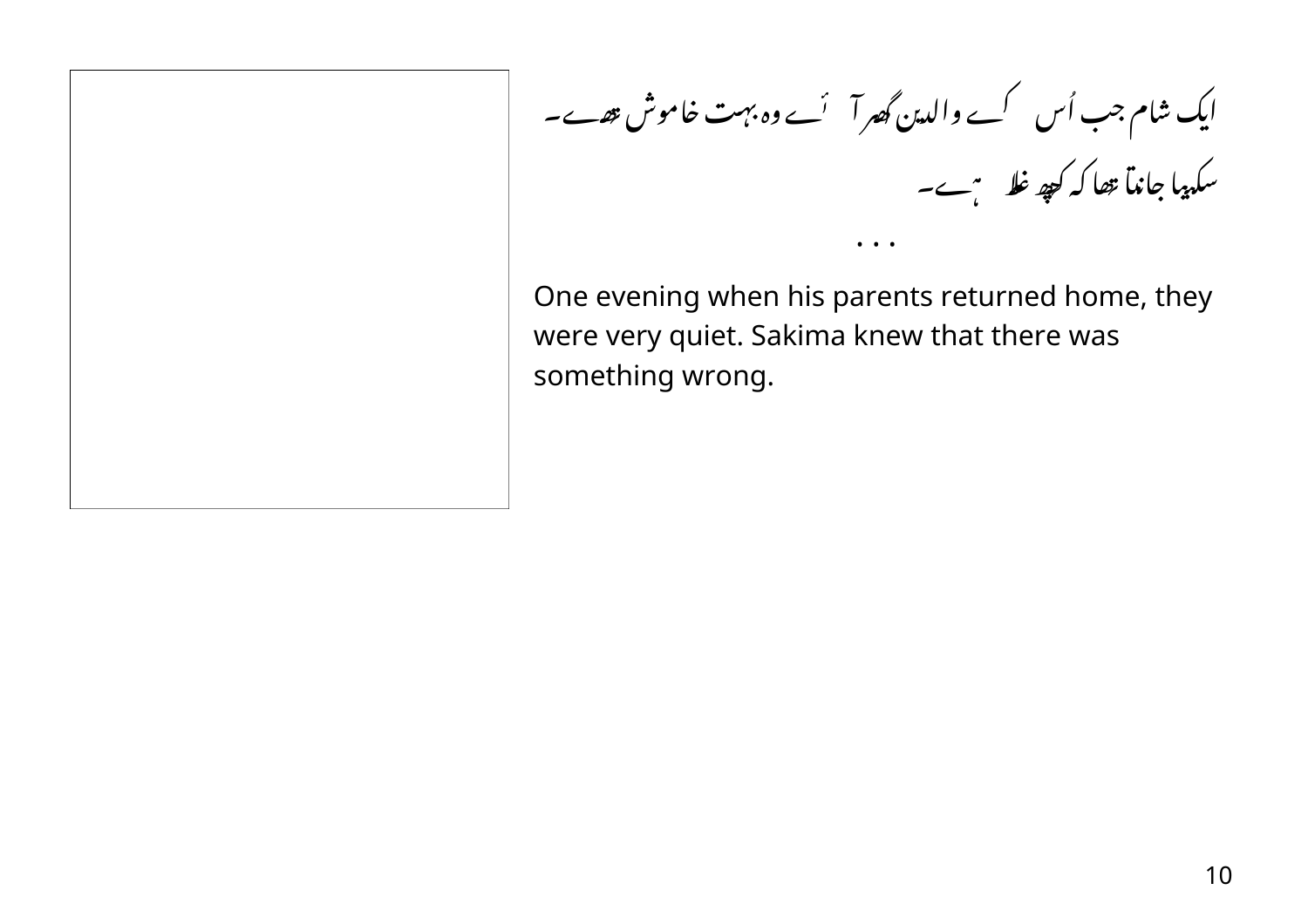ایک شام جب اُس کے والدین گھر آئے وہ بہت خاموش تھے۔
سکیما جانتا تھا کہ کچھ غلط ہے۔

. . .

One evening when his parents returned home, they were very quiet. Sakima knew that there was something wrong.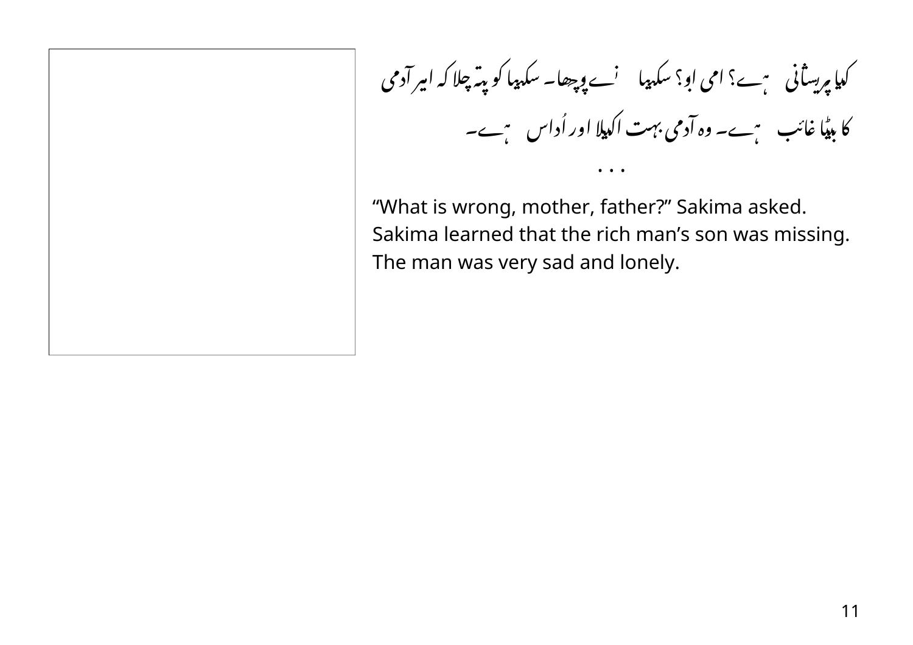کیا پریشانی ہے؟ امی ابو؟ سکیما نے پوچھا۔ سکیما کو پتہ چلا کہ امیر آدمی کا بیٹا غائب ہے۔ وہ آدمی بہت اکیلا اور اُداس ہے۔

. . .

“What is wrong, mother, father?” Sakima asked. Sakima learned that the rich man’s son was missing. The man was very sad and lonely.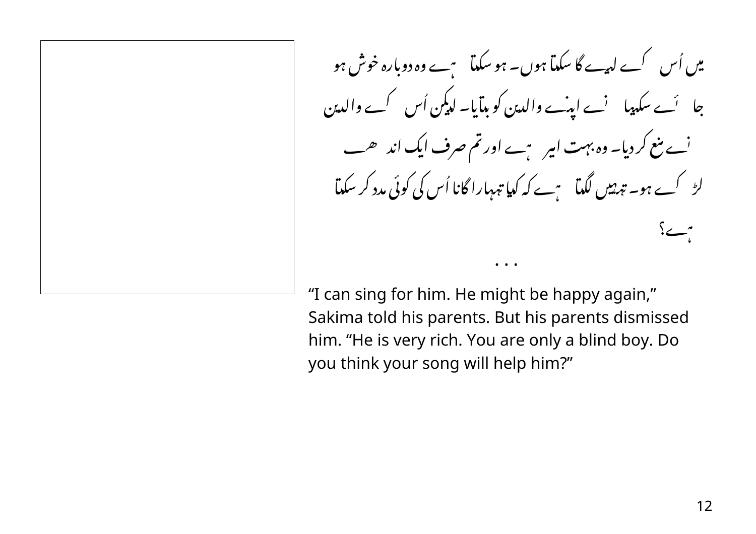میں اُس کے لیے گا سکتا ہوں۔ ہو سکتا ہے وہ دوبارہ خوش ہو جائے سکیما نے اپنے والدین کو بتایا۔ لیکن اُس کے والدین نے منع کر دیا۔ وہ بہت امیر ہے اور تم صرف ایک اندھے لڑکے ہو۔ تمہیں لگتا ہے کہ کیا تمہارا گانا اُس کی کوئی مدد کر سکتا ہے؟

...

"I can sing for him. He might be happy again," Sakima told his parents. But his parents dismissed him. "He is very rich. You are only a blind boy. Do you think your song will help him?"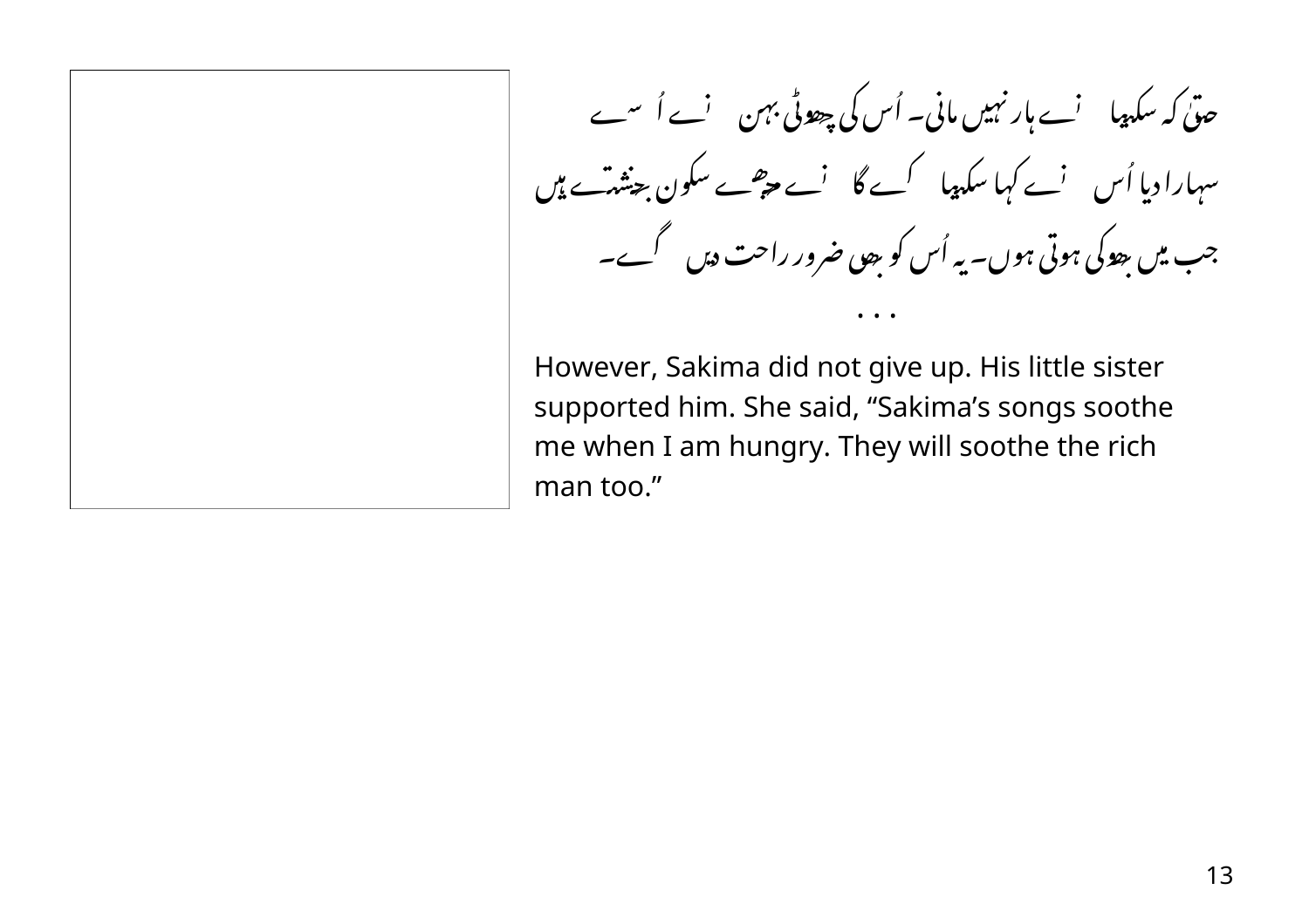حتیٰ کہ سکیما نے ہار نہیں مانی۔ اُس کی چھوٹی بہن نے اُ سے سہارا دیا اُس نے کہا سکیما کے گا نے مجھے سکون بخشتے ہیں جب میں بھوکی ہوتی ہوں۔ یہ اُس کو بھی ضرور راحت دیں گے۔

...

However, Sakima did not give up. His little sister supported him. She said, "Sakima's songs soothe me when I am hungry. They will soothe the rich man too."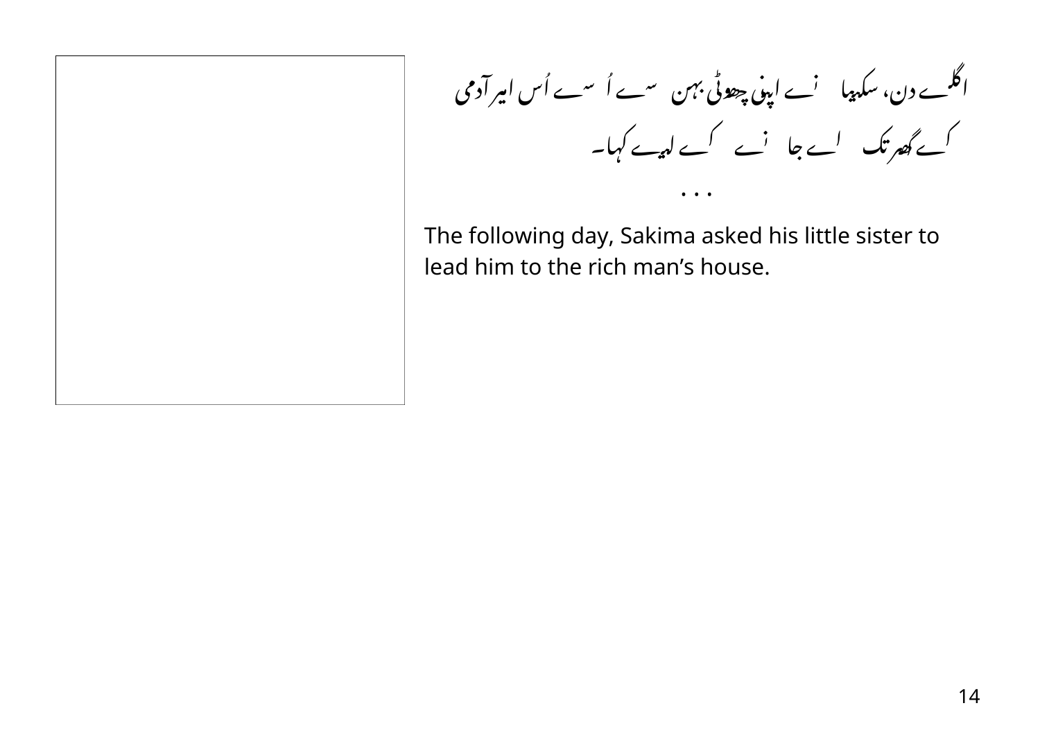اگلے دن، سکیما نے اپنی چھوٹی بہن سے اُسے اُس امیر آدمی کے گھر تک لے جانے کے لیے کہا۔

...

The following day, Sakima asked his little sister to lead him to the rich man's house.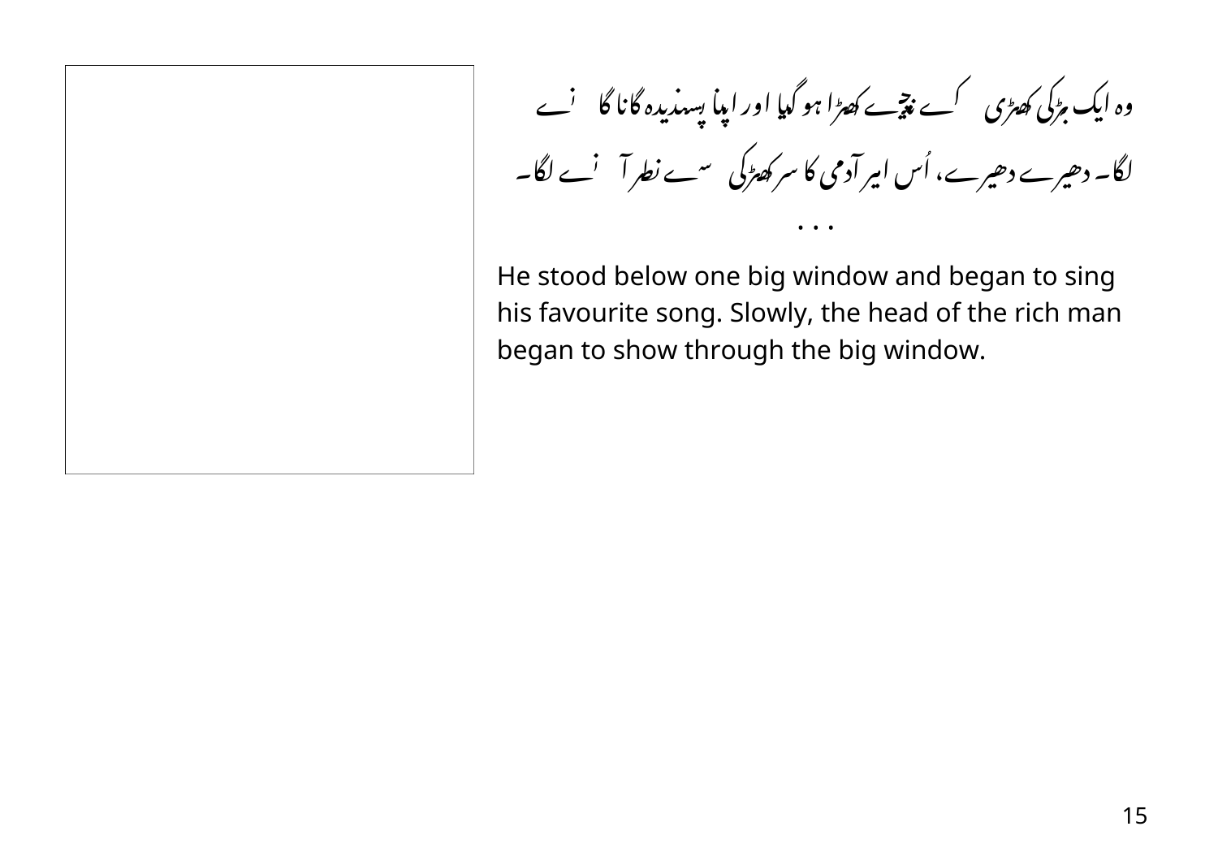وہ ایک بڑی کھڑکی کے نیچے کھڑا ہو گیا اور اپنا پسندیدہ گانا گانے لگا۔ دھیرے دھیرے، اُس امیر آدمی کا سر کھڑکی سے نظر آنے لگا۔

. . .

He stood below one big window and began to sing his favourite song. Slowly, the head of the rich man began to show through the big window.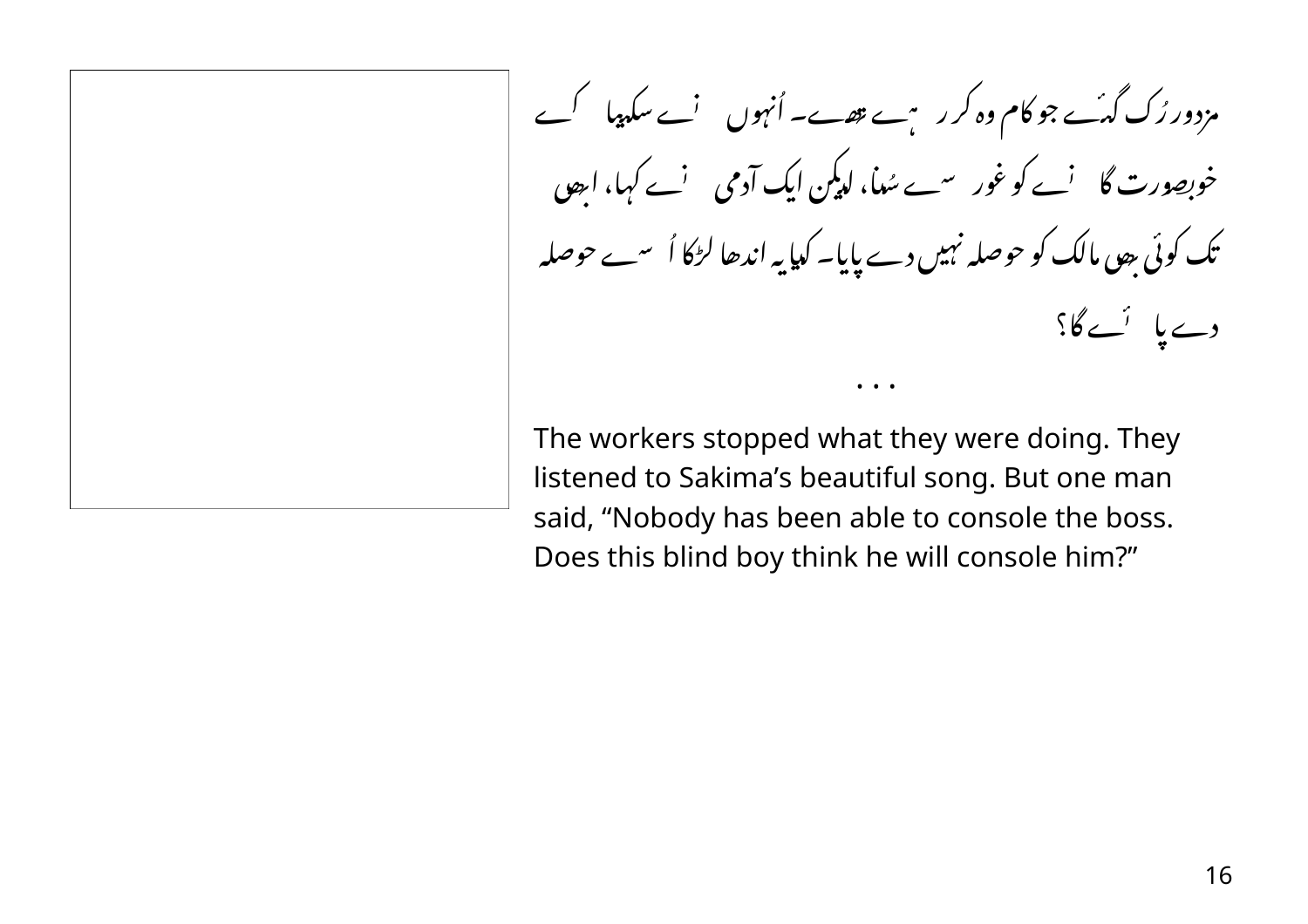مزدور رُک گئے جو کام وہ کر رہے تھے۔ اُنہوں نے سکیما کے خوبصورت گانے کو غور سے سُنا، لیکن ایک آدمی نے کہا، ابھی تک کوئی بھی مالک کو حوصلہ نہیں دے پایا۔ کیا یہ اندھا لڑکا اُسے حوصلہ دے پائے گا؟

. . .

The workers stopped what they were doing. They listened to Sakima's beautiful song. But one man said, "Nobody has been able to console the boss. Does this blind boy think he will console him?"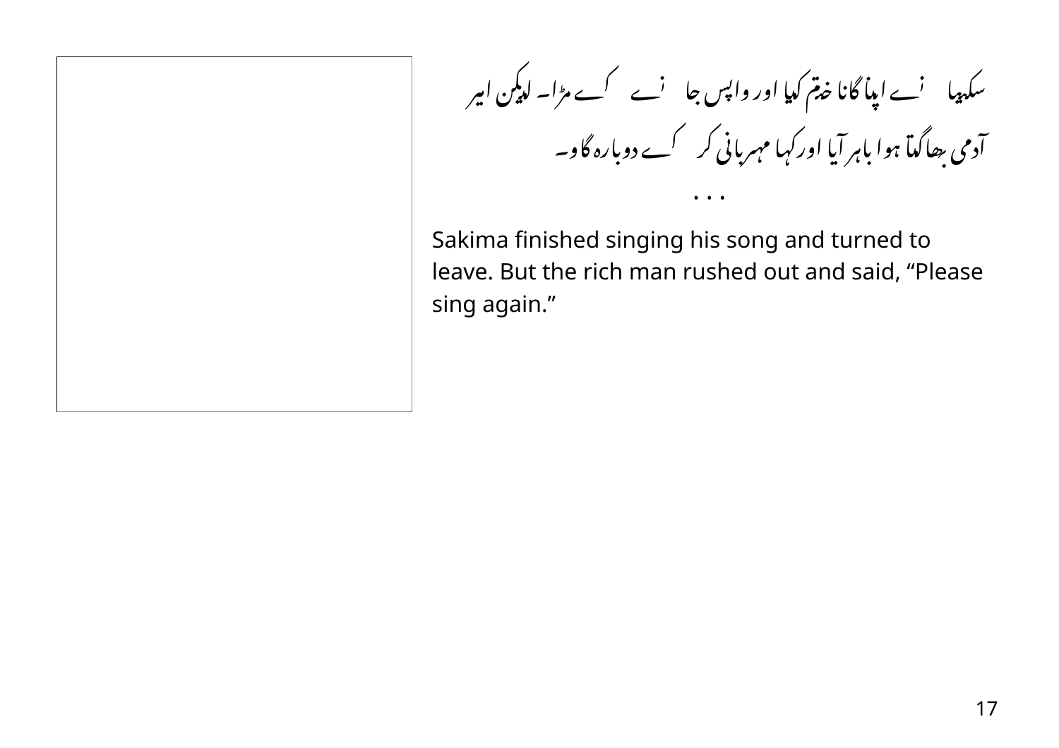سکیما نے اپنا گانا ختم کیا اور واپس جانے کے مڑا۔ لیکن امیر آدمی بھاگتا ہوا باہر آیا اور کہا مہربانی کر کے دوبارہ گاو۔

. . .

Sakima finished singing his song and turned to leave. But the rich man rushed out and said, “Please sing again.”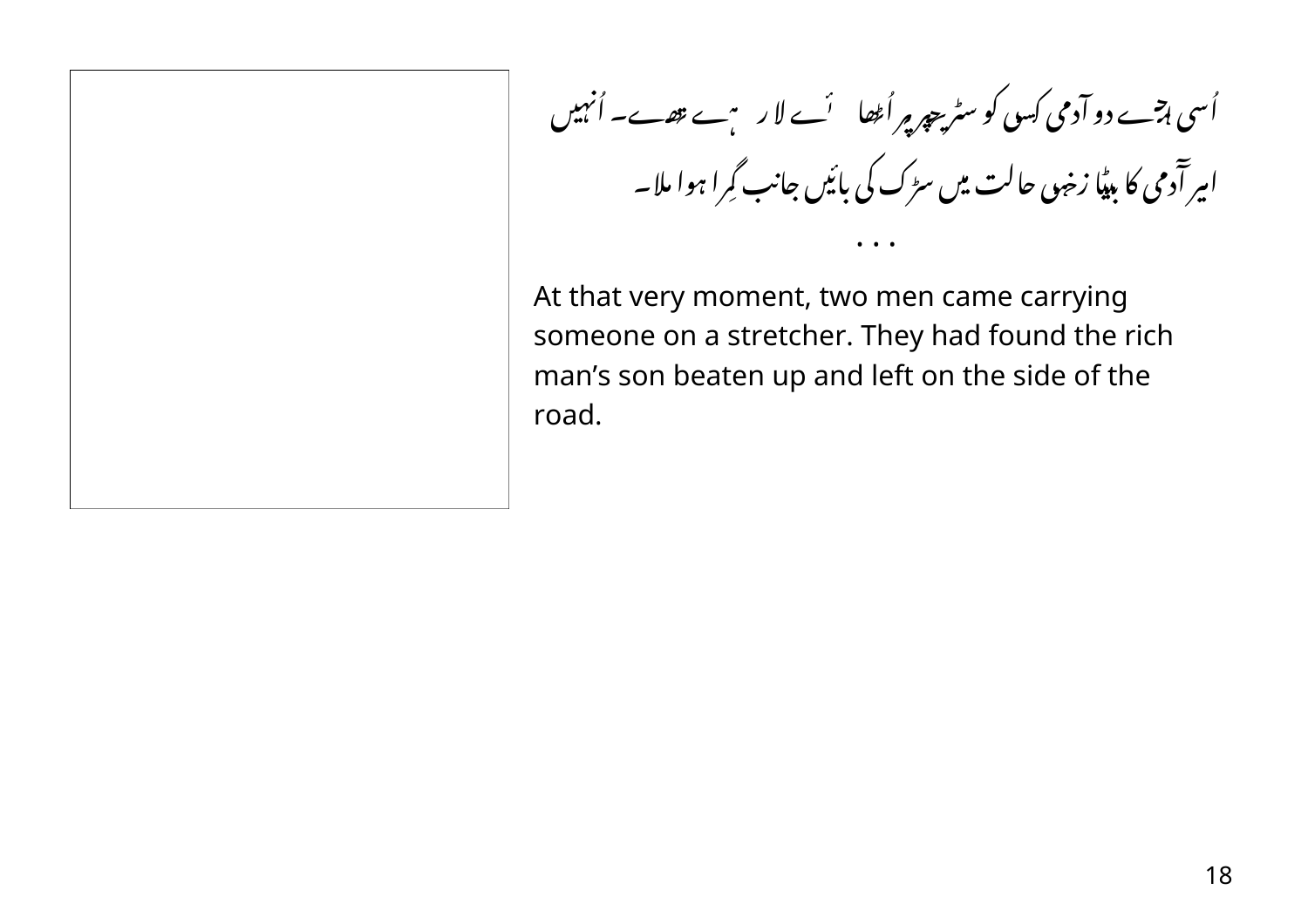اُسی لمحے دو آدمی کسی کو سٹریچر پر اُٹھائے لا رہے تھے۔ اُنہیں امیر آدمی کا بیٹا زخمی حالت میں سڑک کی بائیں جانب گِرا ہوا ملا۔

. . .

At that very moment, two men came carrying someone on a stretcher. They had found the rich man's son beaten up and left on the side of the road.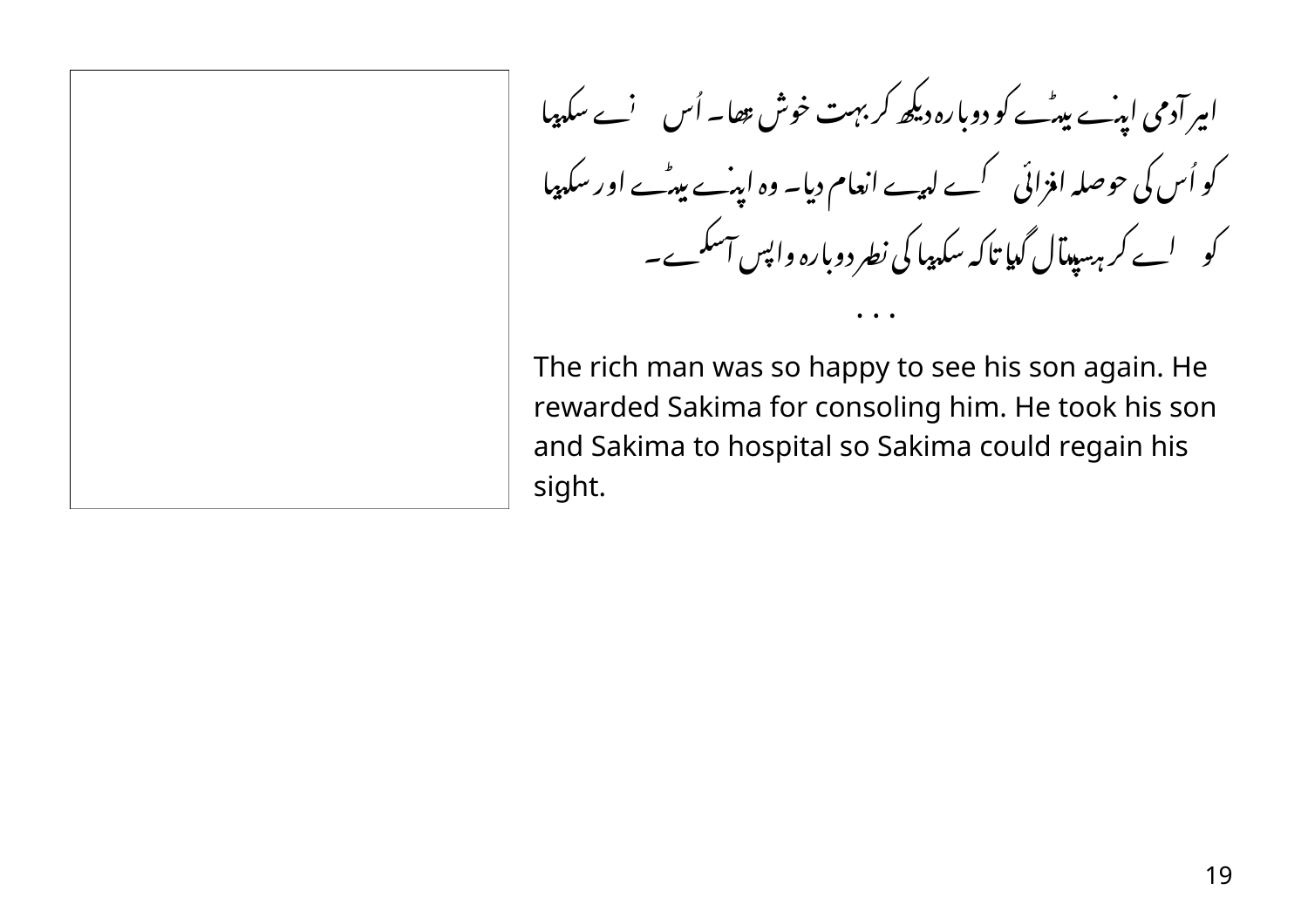امیر آدمی اپنے بیٹے کو دوبارہ دیکھ کر بہت خوش تھا۔ اُس نے سکیما کو اُس کی حوصلہ افزائی کے لیے انعام دیا۔ وہ اپنے بیٹے اور سکیما کو لے کر ہسپتال گیا تاکہ سکیما کی نظر دوبارہ واپس آسکے۔

. . .

The rich man was so happy to see his son again. He rewarded Sakima for consoling him. He took his son and Sakima to hospital so Sakima could regain his sight.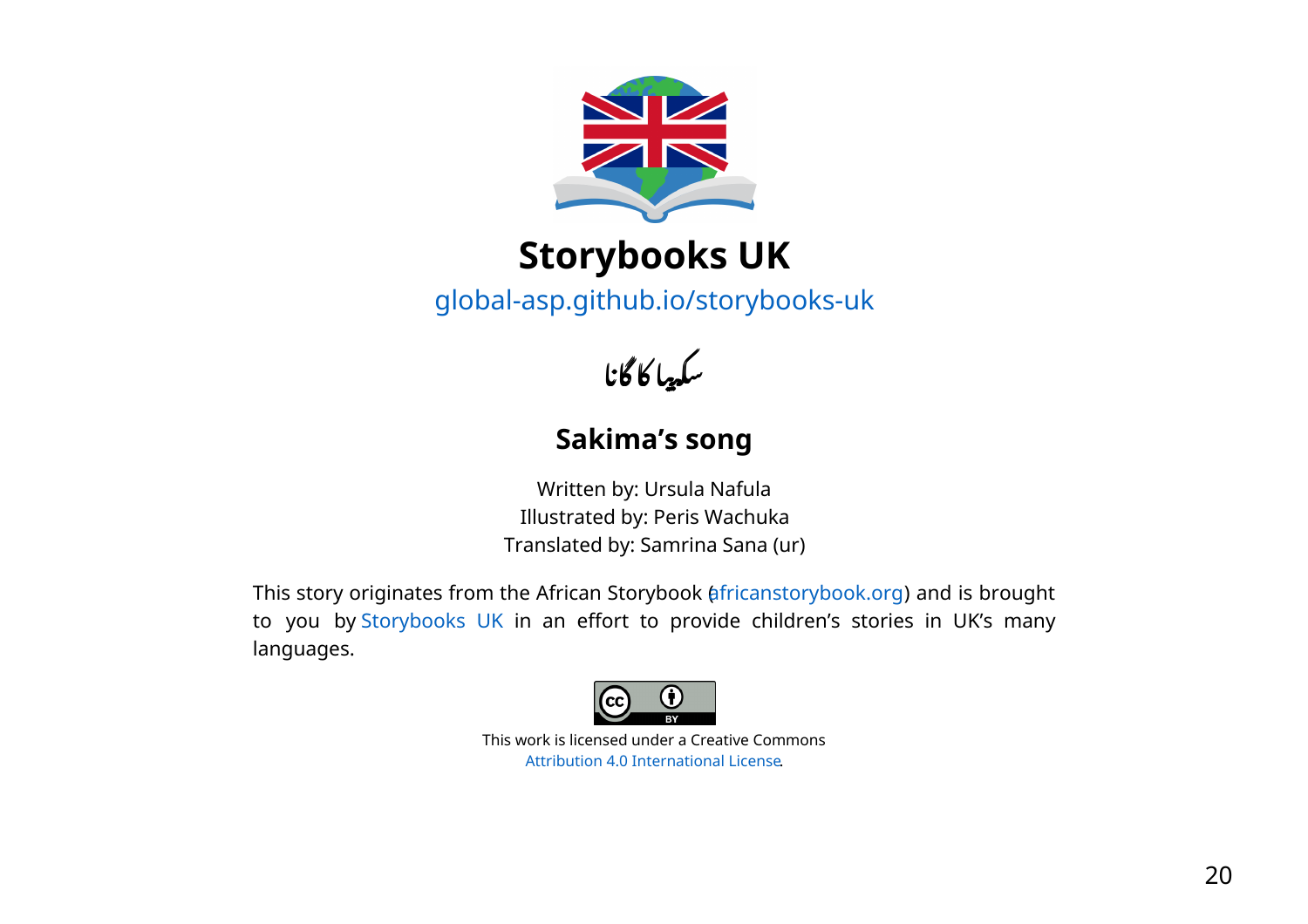# Storybooks UK

global-asp.github.io/storybooks-uk

سکیما کا گانا

## Sakima's song

Written by: Ursula Nafula
Illustrated by: Peris Wachuka
Translated by: Samrina Sana (ur)

This story originates from the African Storybook (africanstorybook.org) and is brought to you by Storybooks UK in an effort to provide children's stories in UK's many languages.

This work is licensed under a Creative Commons Attribution 4.0 International License.